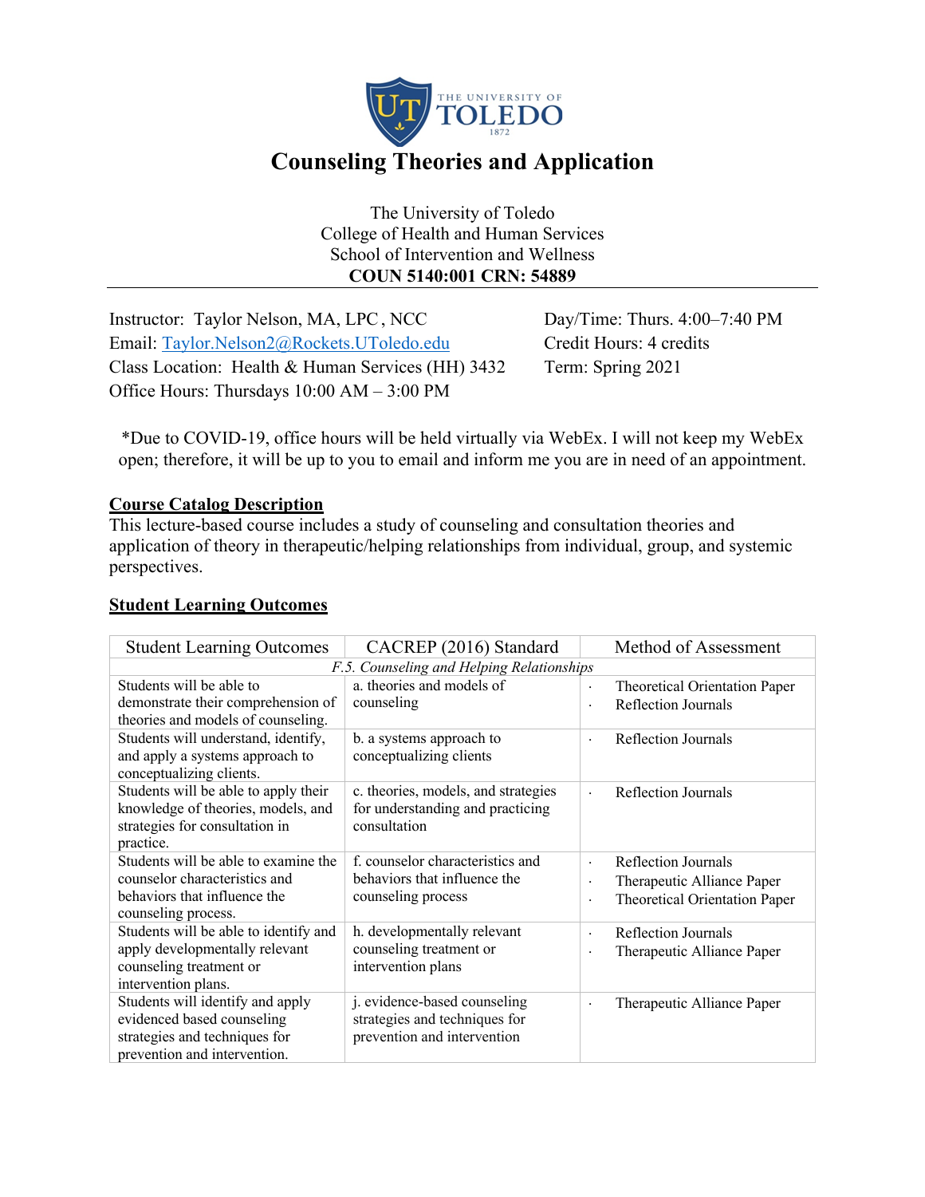# Counseling Theories and Application

The University of Toledo
College of Health and Human Services
School of Intervention and Wellness
**COUN 5140:001 CRN: 54889**

Instructor: Taylor Nelson, MA, LPC , NCC
Email: Taylor.Nelson2@Rockets.UToledo.edu
Class Location: Health & Human Services (HH) 3432
Office Hours: Thursdays 10:00 AM – 3:00 PM

Day/Time: Thurs. 4:00–7:40 PM
Credit Hours: 4 credits
Term: Spring 2021

*Due to COVID-19, office hours will be held virtually via WebEx. I will not keep my WebEx open; therefore, it will be up to you to email and inform me you are in need of an appointment.

## Course Catalog Description

This lecture-based course includes a study of counseling and consultation theories and application of theory in therapeutic/helping relationships from individual, group, and systemic perspectives.

## Student Learning Outcomes

| Student Learning Outcomes | CACREP (2016) Standard | Method of Assessment |
|---|---|---|
| | *F.5. Counseling and Helping Relationships* | |
| Students will be able to demonstrate their comprehension of theories and models of counseling. | a. theories and models of counseling | · Theoretical Orientation Paper<br>· Reflection Journals |
| Students will understand, identify, and apply a systems approach to conceptualizing clients. | b. a systems approach to conceptualizing clients | · Reflection Journals |
| Students will be able to apply their knowledge of theories, models, and strategies for consultation in practice. | c. theories, models, and strategies for understanding and practicing consultation | · Reflection Journals |
| Students will be able to examine the counselor characteristics and behaviors that influence the counseling process. | f. counselor characteristics and behaviors that influence the counseling process | · Reflection Journals<br>· Therapeutic Alliance Paper<br>· Theoretical Orientation Paper |
| Students will be able to identify and apply developmentally relevant counseling treatment or intervention plans. | h. developmentally relevant counseling treatment or intervention plans | · Reflection Journals<br>· Therapeutic Alliance Paper |
| Students will identify and apply evidenced based counseling strategies and techniques for prevention and intervention. | j. evidence-based counseling strategies and techniques for prevention and intervention | · Therapeutic Alliance Paper |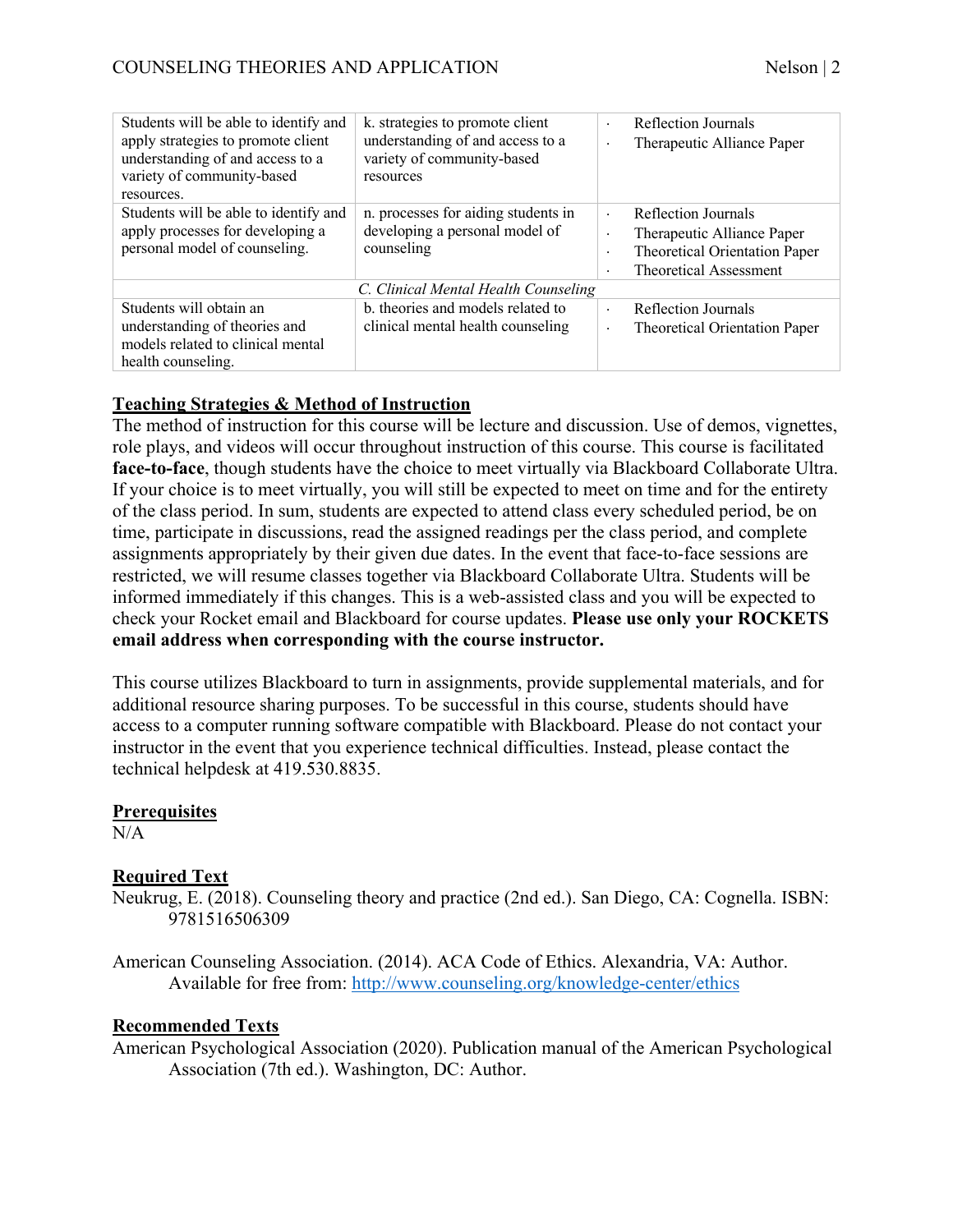| | | |
|---|---|---|
| Students will be able to identify and apply strategies to promote client understanding of and access to a variety of community-based resources. | k. strategies to promote client understanding of and access to a variety of community-based resources | · Reflection Journals<br>· Therapeutic Alliance Paper |
| Students will be able to identify and apply processes for developing a personal model of counseling. | n. processes for aiding students in developing a personal model of counseling | · Reflection Journals<br>· Therapeutic Alliance Paper<br>· Theoretical Orientation Paper<br>· Theoretical Assessment |
| | *C. Clinical Mental Health Counseling* | |
| Students will obtain an understanding of theories and models related to clinical mental health counseling. | b. theories and models related to clinical mental health counseling | · Reflection Journals<br>· Theoretical Orientation Paper |

## Teaching Strategies & Method of Instruction

The method of instruction for this course will be lecture and discussion. Use of demos, vignettes, role plays, and videos will occur throughout instruction of this course. This course is facilitated **face-to-face**, though students have the choice to meet virtually via Blackboard Collaborate Ultra. If your choice is to meet virtually, you will still be expected to meet on time and for the entirety of the class period. In sum, students are expected to attend class every scheduled period, be on time, participate in discussions, read the assigned readings per the class period, and complete assignments appropriately by their given due dates. In the event that face-to-face sessions are restricted, we will resume classes together via Blackboard Collaborate Ultra. Students will be informed immediately if this changes. This is a web-assisted class and you will be expected to check your Rocket email and Blackboard for course updates. **Please use only your ROCKETS email address when corresponding with the course instructor.**

This course utilizes Blackboard to turn in assignments, provide supplemental materials, and for additional resource sharing purposes. To be successful in this course, students should have access to a computer running software compatible with Blackboard. Please do not contact your instructor in the event that you experience technical difficulties. Instead, please contact the technical helpdesk at 419.530.8835.

## Prerequisites

N/A

## Required Text

Neukrug, E. (2018). Counseling theory and practice (2nd ed.). San Diego, CA: Cognella. ISBN: 9781516506309

American Counseling Association. (2014). ACA Code of Ethics. Alexandria, VA: Author. Available for free from: http://www.counseling.org/knowledge-center/ethics

## Recommended Texts

American Psychological Association (2020). Publication manual of the American Psychological Association (7th ed.). Washington, DC: Author.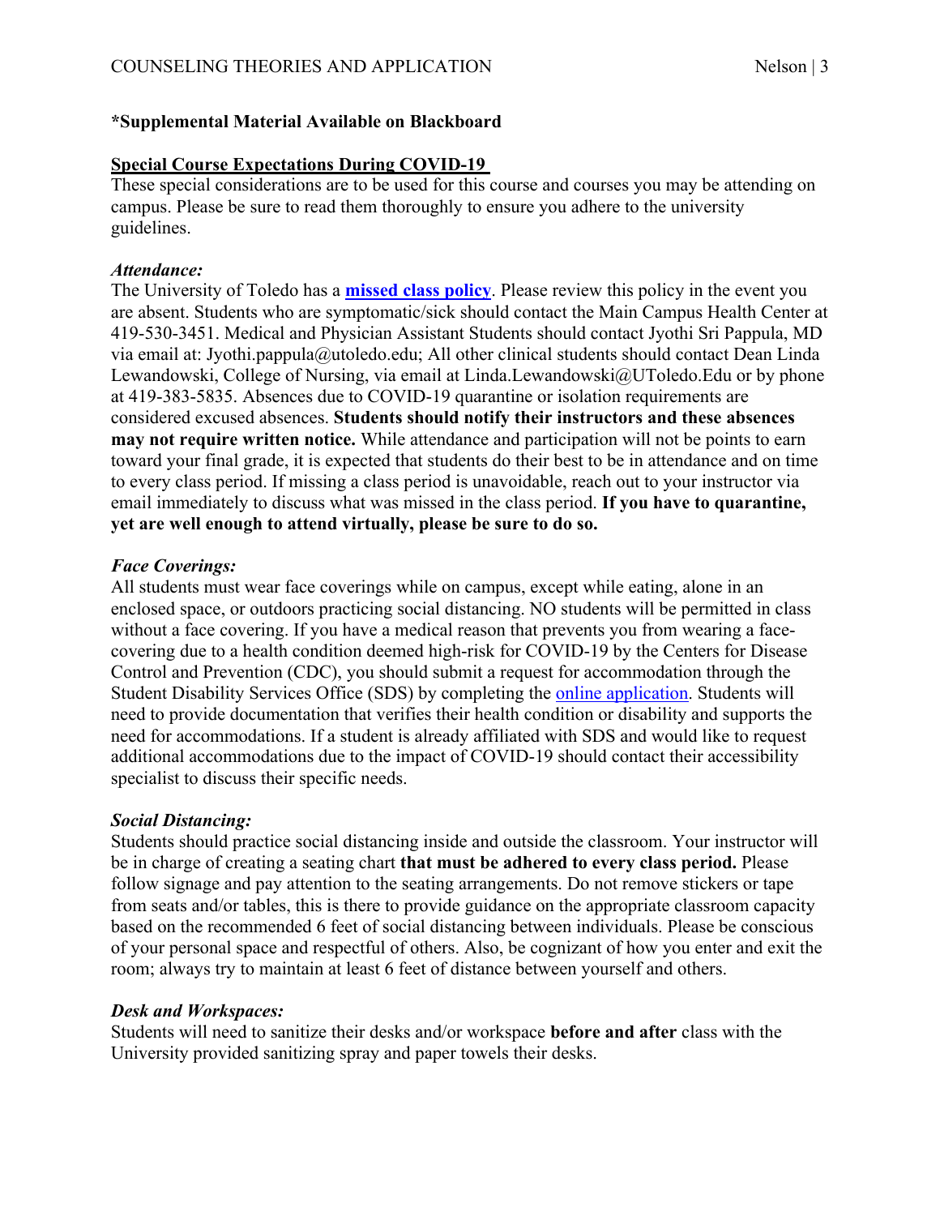**\*Supplemental Material Available on Blackboard**

## Special Course Expectations During COVID-19

These special considerations are to be used for this course and courses you may be attending on campus. Please be sure to read them thoroughly to ensure you adhere to the university guidelines.

### *Attendance:*

The University of Toledo has a **missed class policy**. Please review this policy in the event you are absent. Students who are symptomatic/sick should contact the Main Campus Health Center at 419-530-3451. Medical and Physician Assistant Students should contact Jyothi Sri Pappula, MD via email at: Jyothi.pappula@utoledo.edu; All other clinical students should contact Dean Linda Lewandowski, College of Nursing, via email at Linda.Lewandowski@UToledo.Edu or by phone at 419-383-5835. Absences due to COVID-19 quarantine or isolation requirements are considered excused absences. **Students should notify their instructors and these absences may not require written notice.** While attendance and participation will not be points to earn toward your final grade, it is expected that students do their best to be in attendance and on time to every class period. If missing a class period is unavoidable, reach out to your instructor via email immediately to discuss what was missed in the class period. **If you have to quarantine, yet are well enough to attend virtually, please be sure to do so.**

### *Face Coverings:*

All students must wear face coverings while on campus, except while eating, alone in an enclosed space, or outdoors practicing social distancing. NO students will be permitted in class without a face covering. If you have a medical reason that prevents you from wearing a face-covering due to a health condition deemed high-risk for COVID-19 by the Centers for Disease Control and Prevention (CDC), you should submit a request for accommodation through the Student Disability Services Office (SDS) by completing the online application. Students will need to provide documentation that verifies their health condition or disability and supports the need for accommodations. If a student is already affiliated with SDS and would like to request additional accommodations due to the impact of COVID-19 should contact their accessibility specialist to discuss their specific needs.

### *Social Distancing:*

Students should practice social distancing inside and outside the classroom. Your instructor will be in charge of creating a seating chart **that must be adhered to every class period.** Please follow signage and pay attention to the seating arrangements. Do not remove stickers or tape from seats and/or tables, this is there to provide guidance on the appropriate classroom capacity based on the recommended 6 feet of social distancing between individuals. Please be conscious of your personal space and respectful of others. Also, be cognizant of how you enter and exit the room; always try to maintain at least 6 feet of distance between yourself and others.

### *Desk and Workspaces:*

Students will need to sanitize their desks and/or workspace **before and after** class with the University provided sanitizing spray and paper towels their desks.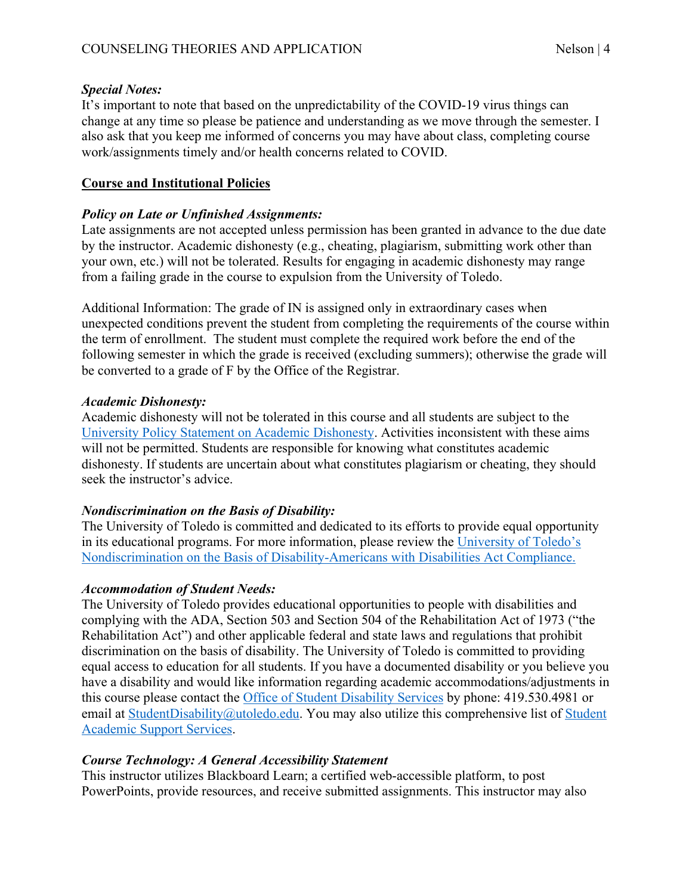***Special Notes:***
It's important to note that based on the unpredictability of the COVID-19 virus things can change at any time so please be patience and understanding as we move through the semester. I also ask that you keep me informed of concerns you may have about class, completing course work/assignments timely and/or health concerns related to COVID.

## Course and Institutional Policies

***Policy on Late or Unfinished Assignments:***
Late assignments are not accepted unless permission has been granted in advance to the due date by the instructor. Academic dishonesty (e.g., cheating, plagiarism, submitting work other than your own, etc.) will not be tolerated. Results for engaging in academic dishonesty may range from a failing grade in the course to expulsion from the University of Toledo.

Additional Information: The grade of IN is assigned only in extraordinary cases when unexpected conditions prevent the student from completing the requirements of the course within the term of enrollment. The student must complete the required work before the end of the following semester in which the grade is received (excluding summers); otherwise the grade will be converted to a grade of F by the Office of the Registrar.

***Academic Dishonesty:***
Academic dishonesty will not be tolerated in this course and all students are subject to the University Policy Statement on Academic Dishonesty. Activities inconsistent with these aims will not be permitted. Students are responsible for knowing what constitutes academic dishonesty. If students are uncertain about what constitutes plagiarism or cheating, they should seek the instructor's advice.

***Nondiscrimination on the Basis of Disability:***
The University of Toledo is committed and dedicated to its efforts to provide equal opportunity in its educational programs. For more information, please review the University of Toledo's Nondiscrimination on the Basis of Disability-Americans with Disabilities Act Compliance.

***Accommodation of Student Needs:***
The University of Toledo provides educational opportunities to people with disabilities and complying with the ADA, Section 503 and Section 504 of the Rehabilitation Act of 1973 ("the Rehabilitation Act") and other applicable federal and state laws and regulations that prohibit discrimination on the basis of disability. The University of Toledo is committed to providing equal access to education for all students. If you have a documented disability or you believe you have a disability and would like information regarding academic accommodations/adjustments in this course please contact the Office of Student Disability Services by phone: 419.530.4981 or email at StudentDisability@utoledo.edu. You may also utilize this comprehensive list of Student Academic Support Services.

***Course Technology: A General Accessibility Statement***
This instructor utilizes Blackboard Learn; a certified web-accessible platform, to post PowerPoints, provide resources, and receive submitted assignments. This instructor may also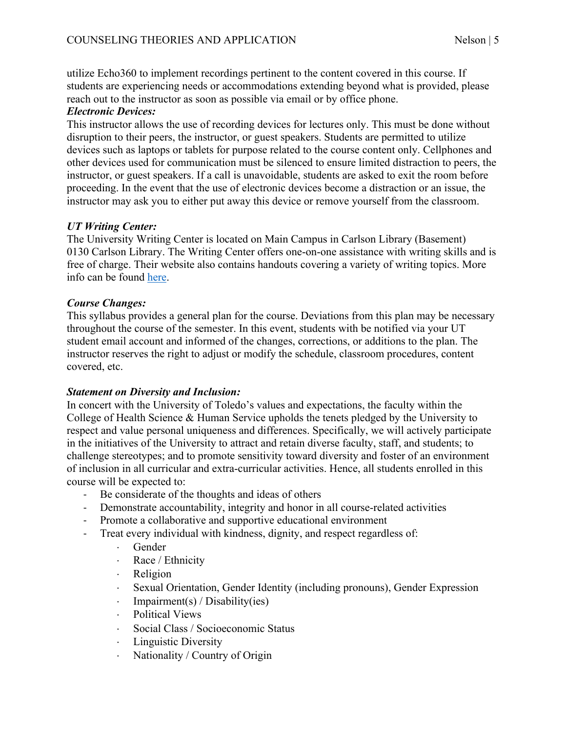utilize Echo360 to implement recordings pertinent to the content covered in this course. If students are experiencing needs or accommodations extending beyond what is provided, please reach out to the instructor as soon as possible via email or by office phone.

***Electronic Devices:***

This instructor allows the use of recording devices for lectures only. This must be done without disruption to their peers, the instructor, or guest speakers. Students are permitted to utilize devices such as laptops or tablets for purpose related to the course content only. Cellphones and other devices used for communication must be silenced to ensure limited distraction to peers, the instructor, or guest speakers. If a call is unavoidable, students are asked to exit the room before proceeding. In the event that the use of electronic devices become a distraction or an issue, the instructor may ask you to either put away this device or remove yourself from the classroom.

***UT Writing Center:***

The University Writing Center is located on Main Campus in Carlson Library (Basement) 0130 Carlson Library. The Writing Center offers one-on-one assistance with writing skills and is free of charge. Their website also contains handouts covering a variety of writing topics. More info can be found here.

***Course Changes:***

This syllabus provides a general plan for the course. Deviations from this plan may be necessary throughout the course of the semester. In this event, students with be notified via your UT student email account and informed of the changes, corrections, or additions to the plan. The instructor reserves the right to adjust or modify the schedule, classroom procedures, content covered, etc.

***Statement on Diversity and Inclusion:***

In concert with the University of Toledo's values and expectations, the faculty within the College of Health Science & Human Service upholds the tenets pledged by the University to respect and value personal uniqueness and differences. Specifically, we will actively participate in the initiatives of the University to attract and retain diverse faculty, staff, and students; to challenge stereotypes; and to promote sensitivity toward diversity and foster of an environment of inclusion in all curricular and extra-curricular activities. Hence, all students enrolled in this course will be expected to:

- Be considerate of the thoughts and ideas of others
- Demonstrate accountability, integrity and honor in all course-related activities
- Promote a collaborative and supportive educational environment
- Treat every individual with kindness, dignity, and respect regardless of:
  - Gender
  - Race / Ethnicity
  - Religion
  - Sexual Orientation, Gender Identity (including pronouns), Gender Expression
  - Impairment(s) / Disability(ies)
  - Political Views
  - Social Class / Socioeconomic Status
  - Linguistic Diversity
  - Nationality / Country of Origin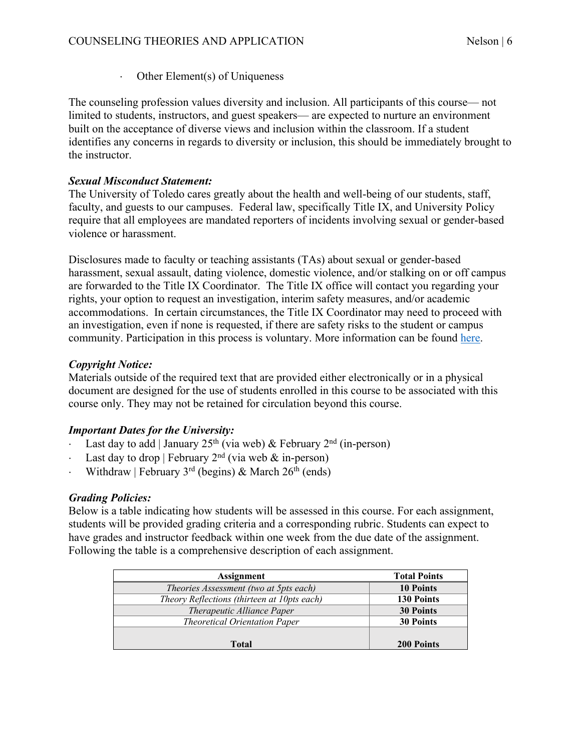- Other Element(s) of Uniqueness

The counseling profession values diversity and inclusion. All participants of this course— not limited to students, instructors, and guest speakers— are expected to nurture an environment built on the acceptance of diverse views and inclusion within the classroom. If a student identifies any concerns in regards to diversity or inclusion, this should be immediately brought to the instructor.

***Sexual Misconduct Statement:***

The University of Toledo cares greatly about the health and well-being of our students, staff, faculty, and guests to our campuses. Federal law, specifically Title IX, and University Policy require that all employees are mandated reporters of incidents involving sexual or gender-based violence or harassment.

Disclosures made to faculty or teaching assistants (TAs) about sexual or gender-based harassment, sexual assault, dating violence, domestic violence, and/or stalking on or off campus are forwarded to the Title IX Coordinator. The Title IX office will contact you regarding your rights, your option to request an investigation, interim safety measures, and/or academic accommodations. In certain circumstances, the Title IX Coordinator may need to proceed with an investigation, even if none is requested, if there are safety risks to the student or campus community. Participation in this process is voluntary. More information can be found here.

***Copyright Notice:***

Materials outside of the required text that are provided either electronically or in a physical document are designed for the use of students enrolled in this course to be associated with this course only. They may not be retained for circulation beyond this course.

***Important Dates for the University:***

- Last day to add | January 25th (via web) & February 2nd (in-person)
- Last day to drop | February 2nd (via web & in-person)
- Withdraw | February 3rd (begins) & March 26th (ends)

***Grading Policies:***

Below is a table indicating how students will be assessed in this course. For each assignment, students will be provided grading criteria and a corresponding rubric. Students can expect to have grades and instructor feedback within one week from the due date of the assignment. Following the table is a comprehensive description of each assignment.

| Assignment | Total Points |
|---|---|
| *Theories Assessment (two at 5pts each)* | **10 Points** |
| *Theory Reflections (thirteen at 10pts each)* | **130 Points** |
| *Therapeutic Alliance Paper* | **30 Points** |
| *Theoretical Orientation Paper* | **30 Points** |
| **Total** | **200 Points** |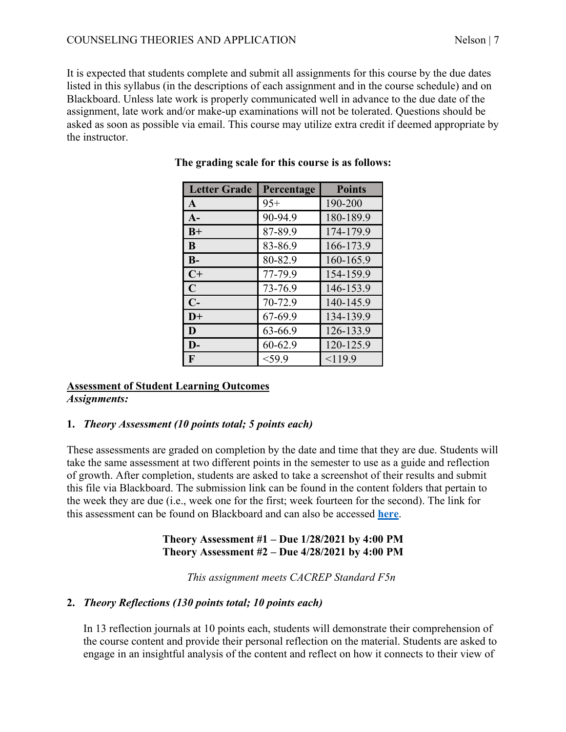It is expected that students complete and submit all assignments for this course by the due dates listed in this syllabus (in the descriptions of each assignment and in the course schedule) and on Blackboard. Unless late work is properly communicated well in advance to the due date of the assignment, late work and/or make-up examinations will not be tolerated. Questions should be asked as soon as possible via email. This course may utilize extra credit if deemed appropriate by the instructor.

**The grading scale for this course is as follows:**

| Letter Grade | Percentage | Points |
|---|---|---|
| **A** | 95+ | 190-200 |
| **A-** | 90-94.9 | 180-189.9 |
| **B+** | 87-89.9 | 174-179.9 |
| **B** | 83-86.9 | 166-173.9 |
| **B-** | 80-82.9 | 160-165.9 |
| **C+** | 77-79.9 | 154-159.9 |
| **C** | 73-76.9 | 146-153.9 |
| **C-** | 70-72.9 | 140-145.9 |
| **D+** | 67-69.9 | 134-139.9 |
| **D** | 63-66.9 | 126-133.9 |
| **D-** | 60-62.9 | 120-125.9 |
| **F** | <59.9 | <119.9 |

## Assessment of Student Learning Outcomes

***Assignments:***

**1. *Theory Assessment (10 points total; 5 points each)***

These assessments are graded on completion by the date and time that they are due. Students will take the same assessment at two different points in the semester to use as a guide and reflection of growth. After completion, students are asked to take a screenshot of their results and submit this file via Blackboard. The submission link can be found in the content folders that pertain to the week they are due (i.e., week one for the first; week fourteen for the second). The link for this assessment can be found on Blackboard and can also be accessed **here**.

**Theory Assessment #1 – Due 1/28/2021 by 4:00 PM**
**Theory Assessment #2 – Due 4/28/2021 by 4:00 PM**

*This assignment meets CACREP Standard F5n*

**2. *Theory Reflections (130 points total; 10 points each)***

In 13 reflection journals at 10 points each, students will demonstrate their comprehension of the course content and provide their personal reflection on the material. Students are asked to engage in an insightful analysis of the content and reflect on how it connects to their view of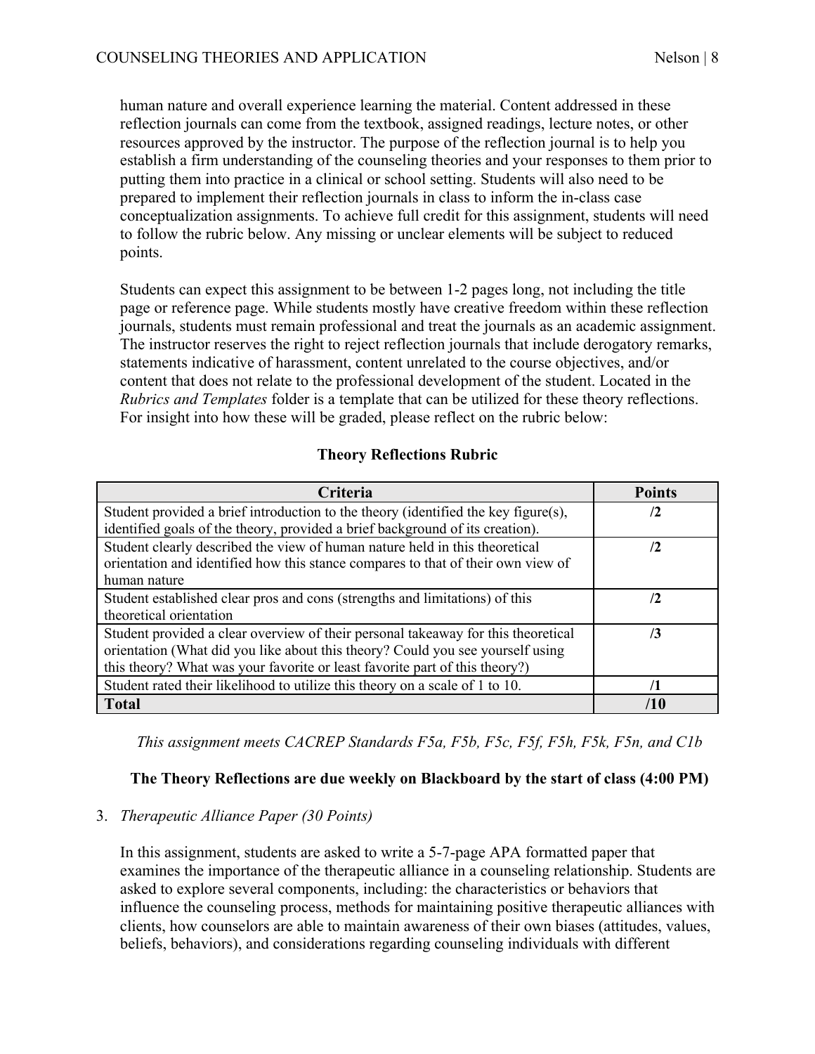human nature and overall experience learning the material. Content addressed in these reflection journals can come from the textbook, assigned readings, lecture notes, or other resources approved by the instructor. The purpose of the reflection journal is to help you establish a firm understanding of the counseling theories and your responses to them prior to putting them into practice in a clinical or school setting. Students will also need to be prepared to implement their reflection journals in class to inform the in-class case conceptualization assignments. To achieve full credit for this assignment, students will need to follow the rubric below. Any missing or unclear elements will be subject to reduced points.

Students can expect this assignment to be between 1-2 pages long, not including the title page or reference page. While students mostly have creative freedom within these reflection journals, students must remain professional and treat the journals as an academic assignment. The instructor reserves the right to reject reflection journals that include derogatory remarks, statements indicative of harassment, content unrelated to the course objectives, and/or content that does not relate to the professional development of the student. Located in the *Rubrics and Templates* folder is a template that can be utilized for these theory reflections. For insight into how these will be graded, please reflect on the rubric below:

**Theory Reflections Rubric**

| Criteria | Points |
|---|---|
| Student provided a brief introduction to the theory (identified the key figure(s), identified goals of the theory, provided a brief background of its creation). | /2 |
| Student clearly described the view of human nature held in this theoretical orientation and identified how this stance compares to that of their own view of human nature | /2 |
| Student established clear pros and cons (strengths and limitations) of this theoretical orientation | /2 |
| Student provided a clear overview of their personal takeaway for this theoretical orientation (What did you like about this theory? Could you see yourself using this theory? What was your favorite or least favorite part of this theory?) | /3 |
| Student rated their likelihood to utilize this theory on a scale of 1 to 10. | /1 |
| **Total** | **/10** |

*This assignment meets CACREP Standards F5a, F5b, F5c, F5f, F5h, F5k, F5n, and C1b*

**The Theory Reflections are due weekly on Blackboard by the start of class (4:00 PM)**

3. *Therapeutic Alliance Paper (30 Points)*

In this assignment, students are asked to write a 5-7-page APA formatted paper that examines the importance of the therapeutic alliance in a counseling relationship. Students are asked to explore several components, including: the characteristics or behaviors that influence the counseling process, methods for maintaining positive therapeutic alliances with clients, how counselors are able to maintain awareness of their own biases (attitudes, values, beliefs, behaviors), and considerations regarding counseling individuals with different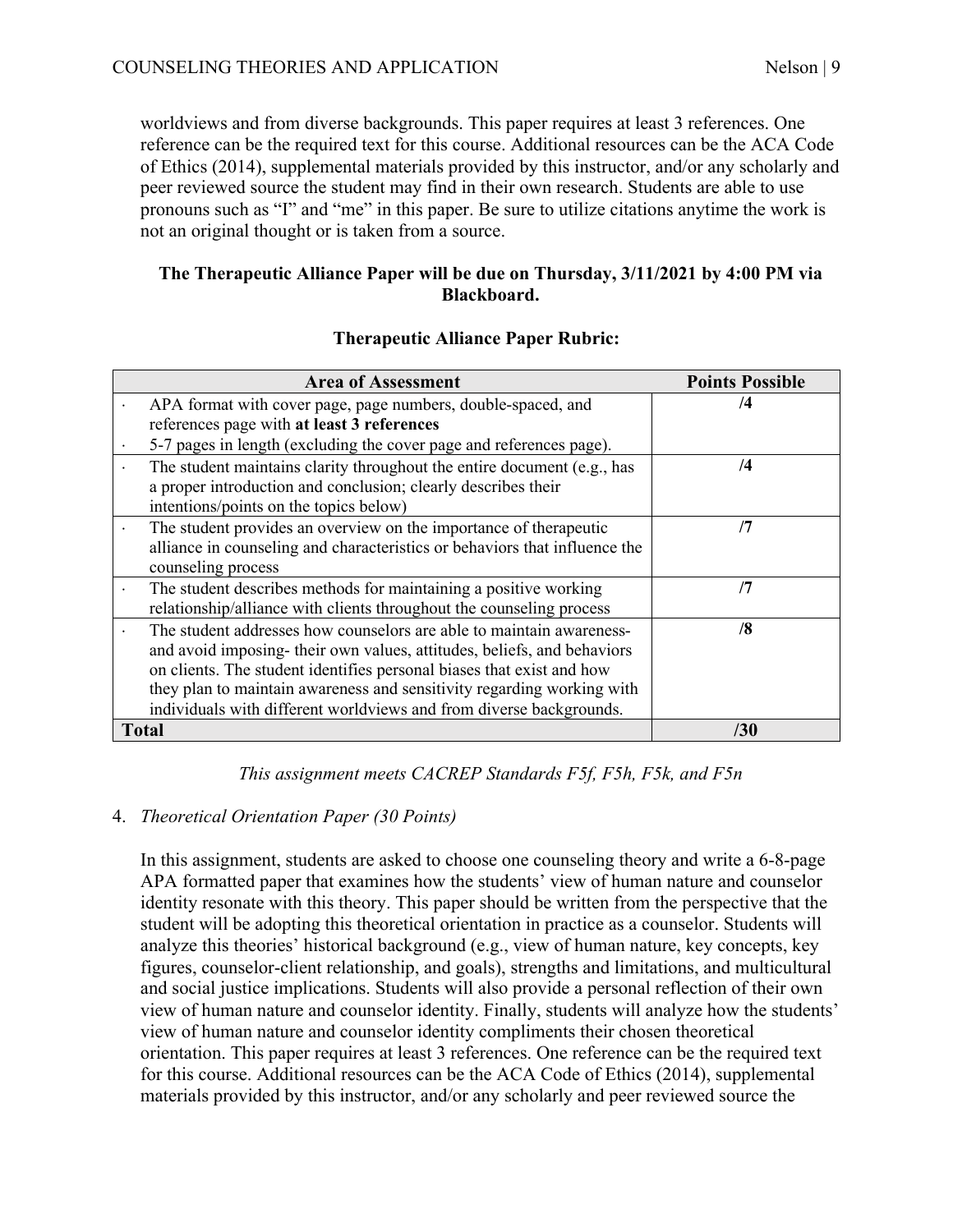worldviews and from diverse backgrounds. This paper requires at least 3 references. One reference can be the required text for this course. Additional resources can be the ACA Code of Ethics (2014), supplemental materials provided by this instructor, and/or any scholarly and peer reviewed source the student may find in their own research. Students are able to use pronouns such as "I" and "me" in this paper. Be sure to utilize citations anytime the work is not an original thought or is taken from a source.

**The Therapeutic Alliance Paper will be due on Thursday, 3/11/2021 by 4:00 PM via Blackboard.**

**Therapeutic Alliance Paper Rubric:**

| Area of Assessment | Points Possible |
|---|---|
| · APA format with cover page, page numbers, double-spaced, and references page with **at least 3 references**<br>· 5-7 pages in length (excluding the cover page and references page). | **/4** |
| · The student maintains clarity throughout the entire document (e.g., has a proper introduction and conclusion; clearly describes their intentions/points on the topics below) | **/4** |
| · The student provides an overview on the importance of therapeutic alliance in counseling and characteristics or behaviors that influence the counseling process | **/7** |
| · The student describes methods for maintaining a positive working relationship/alliance with clients throughout the counseling process | **/7** |
| · The student addresses how counselors are able to maintain awareness- and avoid imposing- their own values, attitudes, beliefs, and behaviors on clients. The student identifies personal biases that exist and how they plan to maintain awareness and sensitivity regarding working with individuals with different worldviews and from diverse backgrounds. | **/8** |
| **Total** | **/30** |

*This assignment meets CACREP Standards F5f, F5h, F5k, and F5n*

4. *Theoretical Orientation Paper (30 Points)*

In this assignment, students are asked to choose one counseling theory and write a 6-8-page APA formatted paper that examines how the students' view of human nature and counselor identity resonate with this theory. This paper should be written from the perspective that the student will be adopting this theoretical orientation in practice as a counselor. Students will analyze this theories' historical background (e.g., view of human nature, key concepts, key figures, counselor-client relationship, and goals), strengths and limitations, and multicultural and social justice implications. Students will also provide a personal reflection of their own view of human nature and counselor identity. Finally, students will analyze how the students' view of human nature and counselor identity compliments their chosen theoretical orientation. This paper requires at least 3 references. One reference can be the required text for this course. Additional resources can be the ACA Code of Ethics (2014), supplemental materials provided by this instructor, and/or any scholarly and peer reviewed source the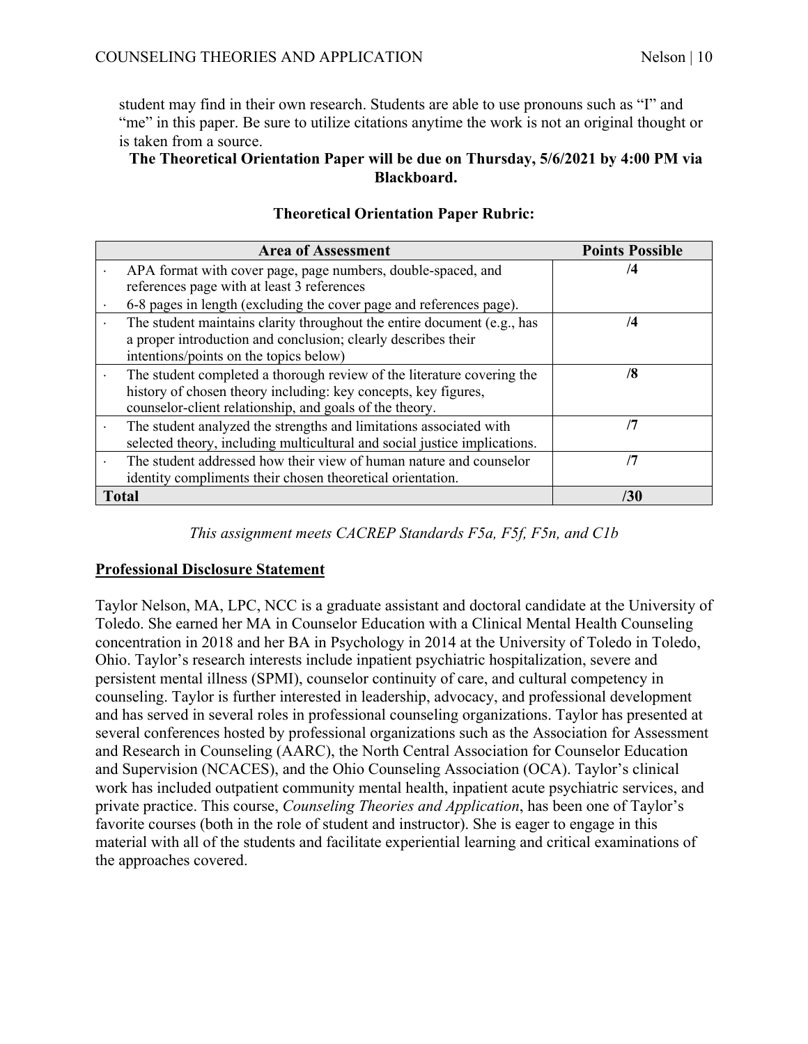student may find in their own research. Students are able to use pronouns such as "I" and "me" in this paper. Be sure to utilize citations anytime the work is not an original thought or is taken from a source.

**The Theoretical Orientation Paper will be due on Thursday, 5/6/2021 by 4:00 PM via Blackboard.**

**Theoretical Orientation Paper Rubric:**

| Area of Assessment | Points Possible |
|---|---|
| · APA format with cover page, page numbers, double-spaced, and references page with at least 3 references<br>· 6-8 pages in length (excluding the cover page and references page). | **/4** |
| · The student maintains clarity throughout the entire document (e.g., has a proper introduction and conclusion; clearly describes their intentions/points on the topics below) | **/4** |
| · The student completed a thorough review of the literature covering the history of chosen theory including: key concepts, key figures, counselor-client relationship, and goals of the theory. | **/8** |
| · The student analyzed the strengths and limitations associated with selected theory, including multicultural and social justice implications. | **/7** |
| · The student addressed how their view of human nature and counselor identity compliments their chosen theoretical orientation. | **/7** |
| **Total** | **/30** |

*This assignment meets CACREP Standards F5a, F5f, F5n, and C1b*

**Professional Disclosure Statement**

Taylor Nelson, MA, LPC, NCC is a graduate assistant and doctoral candidate at the University of Toledo. She earned her MA in Counselor Education with a Clinical Mental Health Counseling concentration in 2018 and her BA in Psychology in 2014 at the University of Toledo in Toledo, Ohio. Taylor's research interests include inpatient psychiatric hospitalization, severe and persistent mental illness (SPMI), counselor continuity of care, and cultural competency in counseling. Taylor is further interested in leadership, advocacy, and professional development and has served in several roles in professional counseling organizations. Taylor has presented at several conferences hosted by professional organizations such as the Association for Assessment and Research in Counseling (AARC), the North Central Association for Counselor Education and Supervision (NCACES), and the Ohio Counseling Association (OCA). Taylor's clinical work has included outpatient community mental health, inpatient acute psychiatric services, and private practice. This course, *Counseling Theories and Application*, has been one of Taylor's favorite courses (both in the role of student and instructor). She is eager to engage in this material with all of the students and facilitate experiential learning and critical examinations of the approaches covered.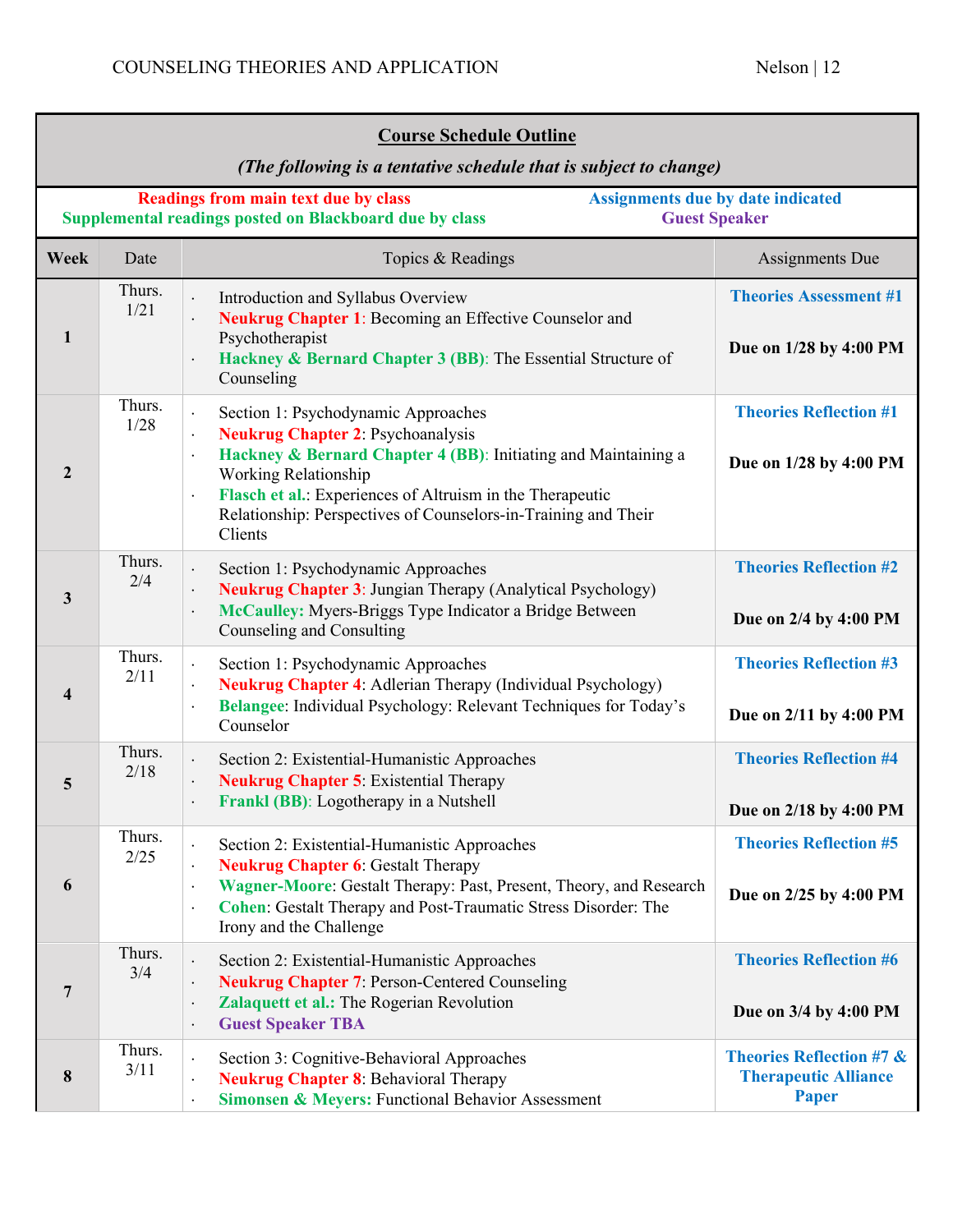## Course Schedule Outline

*(The following is a tentative schedule that is subject to change)*

**Readings from main text due by class** | **Supplemental readings posted on Blackboard due by class** | **Assignments due by date indicated** | **Guest Speaker**

| Week | Date | Topics & Readings | Assignments Due |
|---|---|---|---|
| 1 | Thurs. 1/21 | · Introduction and Syllabus Overview<br>· **Neukrug Chapter 1**: Becoming an Effective Counselor and Psychotherapist<br>· **Hackney & Bernard Chapter 3 (BB)**: The Essential Structure of Counseling | **Theories Assessment #1**<br><br>**Due on 1/28 by 4:00 PM** |
| 2 | Thurs. 1/28 | · Section 1: Psychodynamic Approaches<br>· **Neukrug Chapter 2**: Psychoanalysis<br>· **Hackney & Bernard Chapter 4 (BB)**: Initiating and Maintaining a Working Relationship<br>· **Flasch et al.**: Experiences of Altruism in the Therapeutic Relationship: Perspectives of Counselors-in-Training and Their Clients | **Theories Reflection #1**<br><br>**Due on 1/28 by 4:00 PM** |
| 3 | Thurs. 2/4 | · Section 1: Psychodynamic Approaches<br>· **Neukrug Chapter 3**: Jungian Therapy (Analytical Psychology)<br>· **McCaulley:** Myers-Briggs Type Indicator a Bridge Between Counseling and Consulting | **Theories Reflection #2**<br><br>**Due on 2/4 by 4:00 PM** |
| 4 | Thurs. 2/11 | · Section 1: Psychodynamic Approaches<br>· **Neukrug Chapter 4**: Adlerian Therapy (Individual Psychology)<br>· **Belangee**: Individual Psychology: Relevant Techniques for Today's Counselor | **Theories Reflection #3**<br><br>**Due on 2/11 by 4:00 PM** |
| 5 | Thurs. 2/18 | · Section 2: Existential-Humanistic Approaches<br>· **Neukrug Chapter 5**: Existential Therapy<br>· **Frankl (BB)**: Logotherapy in a Nutshell | **Theories Reflection #4**<br><br>**Due on 2/18 by 4:00 PM** |
| 6 | Thurs. 2/25 | · Section 2: Existential-Humanistic Approaches<br>· **Neukrug Chapter 6**: Gestalt Therapy<br>· **Wagner-Moore**: Gestalt Therapy: Past, Present, Theory, and Research<br>· **Cohen**: Gestalt Therapy and Post-Traumatic Stress Disorder: The Irony and the Challenge | **Theories Reflection #5**<br><br>**Due on 2/25 by 4:00 PM** |
| 7 | Thurs. 3/4 | · Section 2: Existential-Humanistic Approaches<br>· **Neukrug Chapter 7**: Person-Centered Counseling<br>· **Zalaquett et al.:** The Rogerian Revolution<br>· **Guest Speaker TBA** | **Theories Reflection #6**<br><br>**Due on 3/4 by 4:00 PM** |
| 8 | Thurs. 3/11 | · Section 3: Cognitive-Behavioral Approaches<br>· **Neukrug Chapter 8**: Behavioral Therapy<br>· **Simonsen & Meyers:** Functional Behavior Assessment | **Theories Reflection #7 & Therapeutic Alliance Paper** |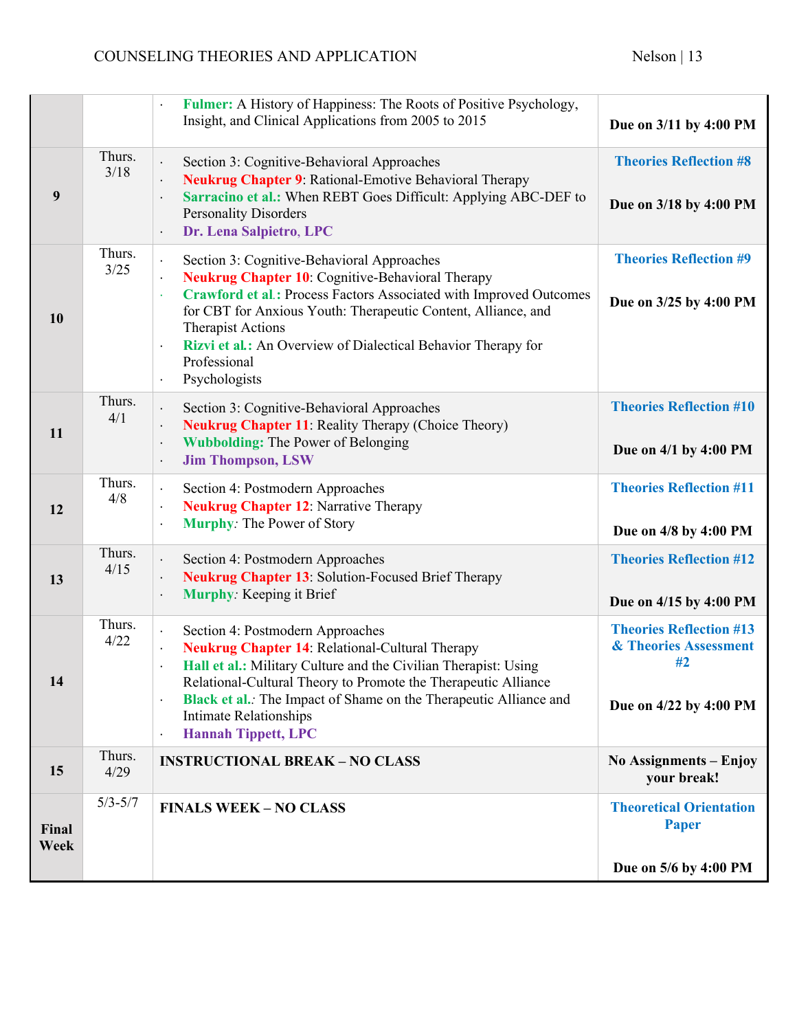| | | | |
|---|---|---|---|
| | | · **Fulmer:** A History of Happiness: The Roots of Positive Psychology, Insight, and Clinical Applications from 2005 to 2015 | **Due on 3/11 by 4:00 PM** |
| **9** | Thurs. 3/18 | · Section 3: Cognitive-Behavioral Approaches<br>· **Neukrug Chapter 9**: Rational-Emotive Behavioral Therapy<br>· **Sarracino et al.:** When REBT Goes Difficult: Applying ABC-DEF to Personality Disorders<br>· **Dr. Lena Salpietro, LPC** | **Theories Reflection #8**<br><br>**Due on 3/18 by 4:00 PM** |
| **10** | Thurs. 3/25 | · Section 3: Cognitive-Behavioral Approaches<br>· **Neukrug Chapter 10**: Cognitive-Behavioral Therapy<br>· **Crawford et al.:** Process Factors Associated with Improved Outcomes for CBT for Anxious Youth: Therapeutic Content, Alliance, and Therapist Actions<br>· **Rizvi et al.:** An Overview of Dialectical Behavior Therapy for Professional<br>· Psychologists | **Theories Reflection #9**<br><br>**Due on 3/25 by 4:00 PM** |
| **11** | Thurs. 4/1 | · Section 3: Cognitive-Behavioral Approaches<br>· **Neukrug Chapter 11**: Reality Therapy (Choice Theory)<br>· **Wubbolding:** The Power of Belonging<br>· **Jim Thompson, LSW** | **Theories Reflection #10**<br><br>**Due on 4/1 by 4:00 PM** |
| **12** | Thurs. 4/8 | · Section 4: Postmodern Approaches<br>· **Neukrug Chapter 12**: Narrative Therapy<br>· **Murphy**: The Power of Story | **Theories Reflection #11**<br><br>**Due on 4/8 by 4:00 PM** |
| **13** | Thurs. 4/15 | · Section 4: Postmodern Approaches<br>· **Neukrug Chapter 13**: Solution-Focused Brief Therapy<br>· **Murphy**: Keeping it Brief | **Theories Reflection #12**<br><br>**Due on 4/15 by 4:00 PM** |
| **14** | Thurs. 4/22 | · Section 4: Postmodern Approaches<br>· **Neukrug Chapter 14**: Relational-Cultural Therapy<br>· **Hall et al.:** Military Culture and the Civilian Therapist: Using Relational-Cultural Theory to Promote the Therapeutic Alliance<br>· **Black et al.**: The Impact of Shame on the Therapeutic Alliance and Intimate Relationships<br>· **Hannah Tippett, LPC** | **Theories Reflection #13 & Theories Assessment #2**<br><br>**Due on 4/22 by 4:00 PM** |
| **15** | Thurs. 4/29 | **INSTRUCTIONAL BREAK – NO CLASS** | **No Assignments – Enjoy your break!** |
| **Final Week** | 5/3-5/7 | **FINALS WEEK – NO CLASS** | **Theoretical Orientation Paper**<br><br>**Due on 5/6 by 4:00 PM** |